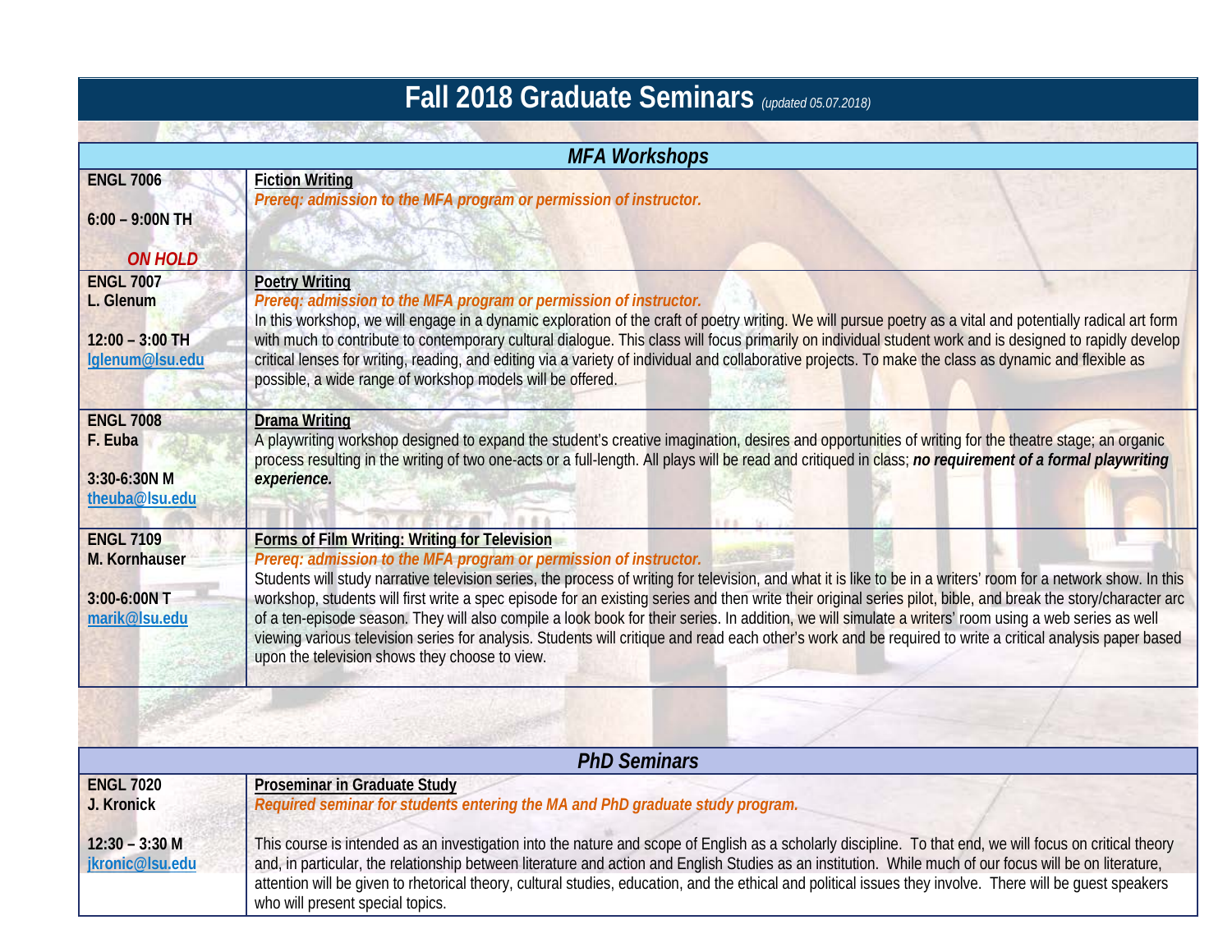# Fall 2018 Graduate Seminars *(updated 05.07.2018)*

## *MFA Workshops*

| Course | Description |
| --- | --- |
| **ENGL 7006**<br><br>**6:00 – 9:00N TH**<br><br>***ON HOLD*** | **Fiction Writing**<br>***Prereq: admission to the MFA program or permission of instructor.*** |
| **ENGL 7007**<br>**L. Glenum**<br><br>**12:00 – 3:00 TH**<br>lglenum@lsu.edu | **Poetry Writing**<br>***Prereq: admission to the MFA program or permission of instructor.***<br>In this workshop, we will engage in a dynamic exploration of the craft of poetry writing. We will pursue poetry as a vital and potentially radical art form with much to contribute to contemporary cultural dialogue. This class will focus primarily on individual student work and is designed to rapidly develop critical lenses for writing, reading, and editing via a variety of individual and collaborative projects. To make the class as dynamic and flexible as possible, a wide range of workshop models will be offered. |
| **ENGL 7008**<br>**F. Euba**<br><br>**3:30-6:30N M**<br>theuba@lsu.edu | **Drama Writing**<br>A playwriting workshop designed to expand the student's creative imagination, desires and opportunities of writing for the theatre stage; an organic process resulting in the writing of two one-acts or a full-length. All plays will be read and critiqued in class; ***no requirement of a formal playwriting experience.*** |
| **ENGL 7109**<br>**M. Kornhauser**<br><br>**3:00-6:00N T**<br>marik@lsu.edu | **Forms of Film Writing: Writing for Television**<br>***Prereq: admission to the MFA program or permission of instructor.***<br>Students will study narrative television series, the process of writing for television, and what it is like to be in a writers' room for a network show. In this workshop, students will first write a spec episode for an existing series and then write their original series pilot, bible, and break the story/character arc of a ten-episode season. They will also compile a look book for their series. In addition, we will simulate a writers' room using a web series as well viewing various television series for analysis. Students will critique and read each other's work and be required to write a critical analysis paper based upon the television shows they choose to view. |

## *PhD Seminars*

| Course | Description |
| --- | --- |
| **ENGL 7020**<br>**J. Kronick**<br><br>**12:30 – 3:30 M**<br>jkronic@lsu.edu | **Proseminar in Graduate Study**<br>***Required seminar for students entering the MA and PhD graduate study program.***<br><br>This course is intended as an investigation into the nature and scope of English as a scholarly discipline. To that end, we will focus on critical theory and, in particular, the relationship between literature and action and English Studies as an institution. While much of our focus will be on literature, attention will be given to rhetorical theory, cultural studies, education, and the ethical and political issues they involve. There will be guest speakers who will present special topics. |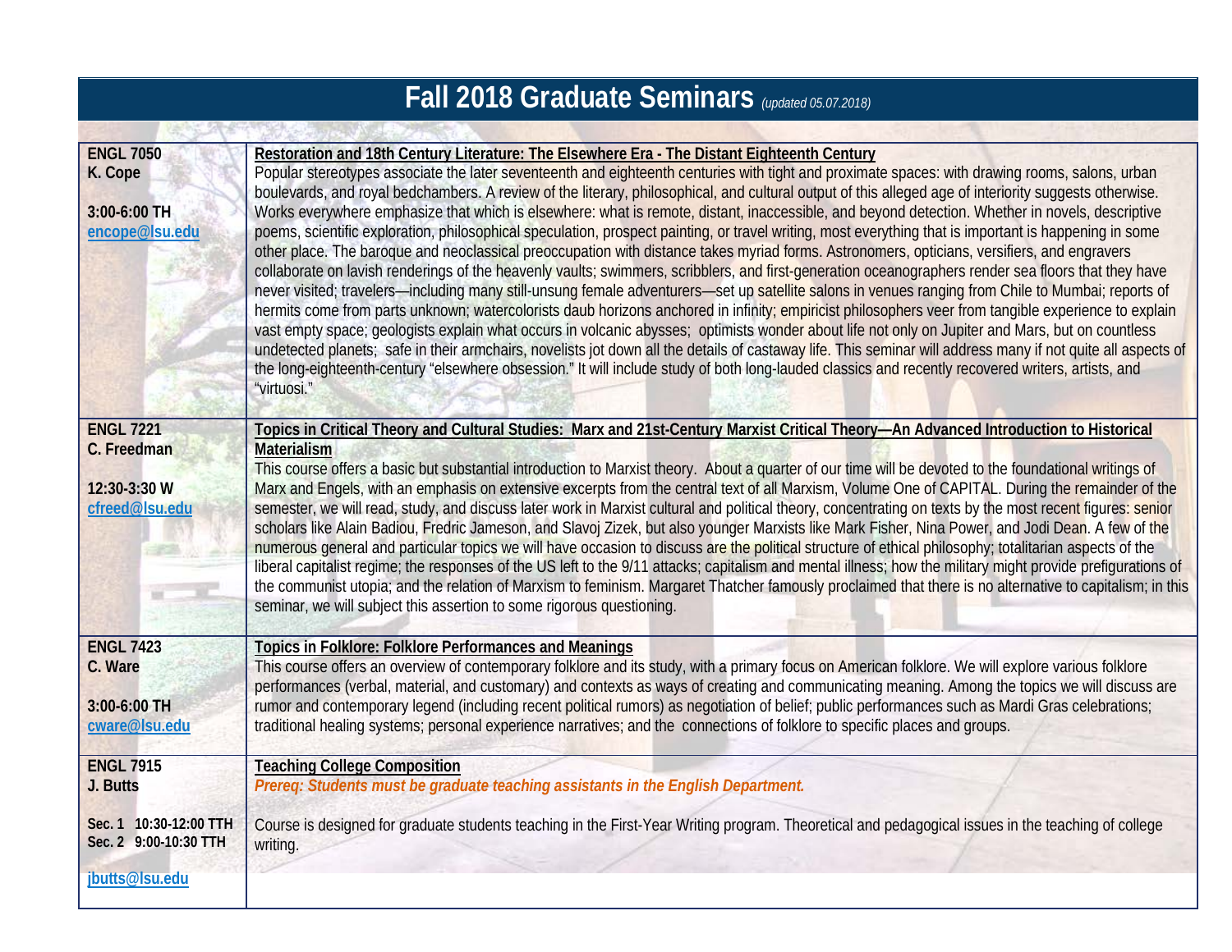# Fall 2018 Graduate Seminars *(updated 05.07.2018)*

| Course | Description |
| --- | --- |
| **ENGL 7050**<br>**K. Cope**<br><br>**3:00-6:00 TH**<br>**encope@lsu.edu** | **Restoration and 18th Century Literature: The Elsewhere Era - The Distant Eighteenth Century**<br>Popular stereotypes associate the later seventeenth and eighteenth centuries with tight and proximate spaces: with drawing rooms, salons, urban boulevards, and royal bedchambers. A review of the literary, philosophical, and cultural output of this alleged age of interiority suggests otherwise. Works everywhere emphasize that which is elsewhere: what is remote, distant, inaccessible, and beyond detection. Whether in novels, descriptive poems, scientific exploration, philosophical speculation, prospect painting, or travel writing, most everything that is important is happening in some other place. The baroque and neoclassical preoccupation with distance takes myriad forms. Astronomers, opticians, versifiers, and engravers collaborate on lavish renderings of the heavenly vaults; swimmers, scribblers, and first-generation oceanographers render sea floors that they have never visited; travelers—including many still-unsung female adventurers—set up satellite salons in venues ranging from Chile to Mumbai; reports of hermits come from parts unknown; watercolorists daub horizons anchored in infinity; empiricist philosophers veer from tangible experience to explain vast empty space; geologists explain what occurs in volcanic abysses; optimists wonder about life not only on Jupiter and Mars, but on countless undetected planets; safe in their armchairs, novelists jot down all the details of castaway life. This seminar will address many if not quite all aspects of the long-eighteenth-century "elsewhere obsession." It will include study of both long-lauded classics and recently recovered writers, artists, and "virtuosi." |
| **ENGL 7221**<br>**C. Freedman**<br><br>**12:30-3:30 W**<br>**cfreed@lsu.edu** | **Topics in Critical Theory and Cultural Studies: Marx and 21st-Century Marxist Critical Theory—An Advanced Introduction to Historical Materialism**<br>This course offers a basic but substantial introduction to Marxist theory. About a quarter of our time will be devoted to the foundational writings of Marx and Engels, with an emphasis on extensive excerpts from the central text of all Marxism, Volume One of CAPITAL. During the remainder of the semester, we will read, study, and discuss later work in Marxist cultural and political theory, concentrating on texts by the most recent figures: senior scholars like Alain Badiou, Fredric Jameson, and Slavoj Zizek, but also younger Marxists like Mark Fisher, Nina Power, and Jodi Dean. A few of the numerous general and particular topics we will have occasion to discuss are the political structure of ethical philosophy; totalitarian aspects of the liberal capitalist regime; the responses of the US left to the 9/11 attacks; capitalism and mental illness; how the military might provide prefigurations of the communist utopia; and the relation of Marxism to feminism. Margaret Thatcher famously proclaimed that there is no alternative to capitalism; in this seminar, we will subject this assertion to some rigorous questioning. |
| **ENGL 7423**<br>**C. Ware**<br><br>**3:00-6:00 TH**<br>**cware@lsu.edu** | **Topics in Folklore: Folklore Performances and Meanings**<br>This course offers an overview of contemporary folklore and its study, with a primary focus on American folklore. We will explore various folklore performances (verbal, material, and customary) and contexts as ways of creating and communicating meaning. Among the topics we will discuss are rumor and contemporary legend (including recent political rumors) as negotiation of belief; public performances such as Mardi Gras celebrations; traditional healing systems; personal experience narratives; and the connections of folklore to specific places and groups. |
| **ENGL 7915**<br>**J. Butts**<br><br>**Sec. 1 10:30-12:00 TTH**<br>**Sec. 2 9:00-10:30 TTH**<br><br>**jbutts@lsu.edu** | **Teaching College Composition**<br>***Prereq: Students must be graduate teaching assistants in the English Department.***<br><br>Course is designed for graduate students teaching in the First-Year Writing program. Theoretical and pedagogical issues in the teaching of college writing. |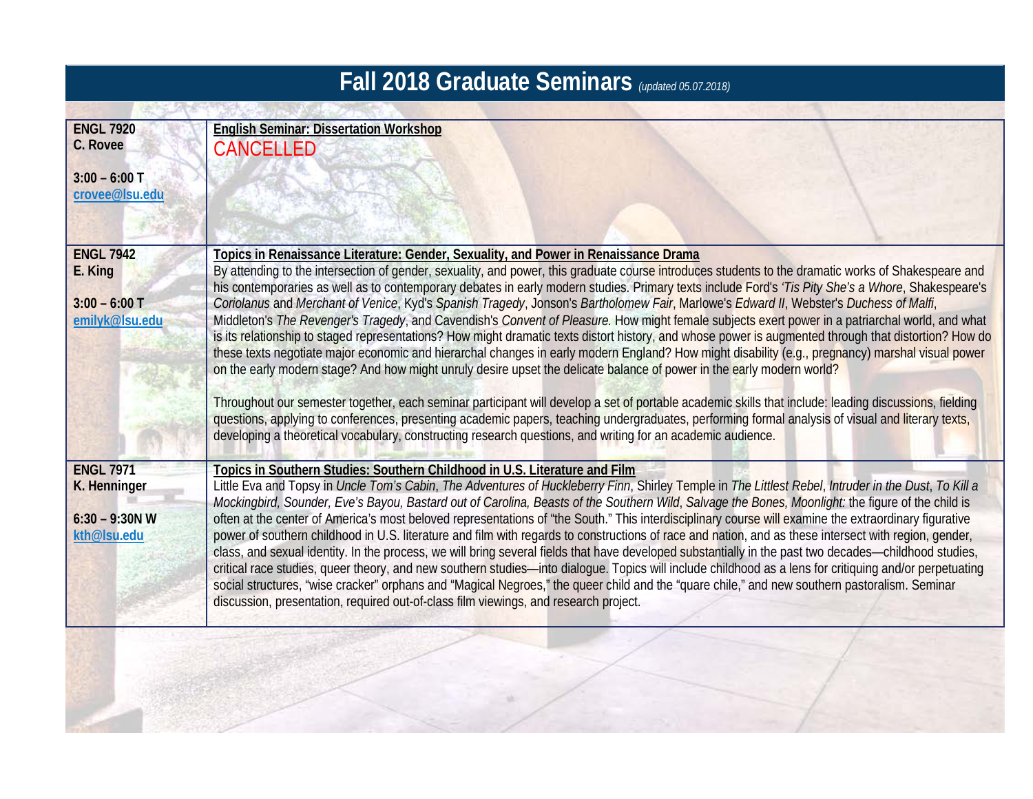# Fall 2018 Graduate Seminars *(updated 05.07.2018)*

| | |
|---|---|
| **ENGL 7920**<br>**C. Rovee**<br><br>**3:00 – 6:00 T**<br>**crovee@lsu.edu** | **English Seminar: Dissertation Workshop**<br>CANCELLED |
| **ENGL 7942**<br>**E. King**<br><br>**3:00 – 6:00 T**<br>**emilyk@lsu.edu** | **Topics in Renaissance Literature: Gender, Sexuality, and Power in Renaissance Drama**<br>By attending to the intersection of gender, sexuality, and power, this graduate course introduces students to the dramatic works of Shakespeare and his contemporaries as well as to contemporary debates in early modern studies. Primary texts include Ford's *'Tis Pity She's a Whore*, Shakespeare's *Coriolanus* and *Merchant of Venice*, Kyd's *Spanish Tragedy*, Jonson's *Bartholomew Fair*, Marlowe's *Edward II*, Webster's *Duchess of Malfi*, Middleton's *The Revenger's Tragedy*, and Cavendish's *Convent of Pleasure.* How might female subjects exert power in a patriarchal world, and what is its relationship to staged representations? How might dramatic texts distort history, and whose power is augmented through that distortion? How do these texts negotiate major economic and hierarchal changes in early modern England? How might disability (e.g., pregnancy) marshal visual power on the early modern stage? And how might unruly desire upset the delicate balance of power in the early modern world?<br><br>Throughout our semester together, each seminar participant will develop a set of portable academic skills that include: leading discussions, fielding questions, applying to conferences, presenting academic papers, teaching undergraduates, performing formal analysis of visual and literary texts, developing a theoretical vocabulary, constructing research questions, and writing for an academic audience. |
| **ENGL 7971**<br>**K. Henninger**<br><br>**6:30 – 9:30N W**<br>**kth@lsu.edu** | **Topics in Southern Studies: Southern Childhood in U.S. Literature and Film**<br>Little Eva and Topsy in *Uncle Tom's Cabin*, *The Adventures of Huckleberry Finn*, Shirley Temple in *The Littlest Rebel*, *Intruder in the Dust*, *To Kill a Mockingbird, Sounder, Eve's Bayou, Bastard out of Carolina, Beasts of the Southern Wild*, *Salvage the Bones, Moonlight:* the figure of the child is often at the center of America's most beloved representations of "the South." This interdisciplinary course will examine the extraordinary figurative power of southern childhood in U.S. literature and film with regards to constructions of race and nation, and as these intersect with region, gender, class, and sexual identity. In the process, we will bring several fields that have developed substantially in the past two decades—childhood studies, critical race studies, queer theory, and new southern studies—into dialogue. Topics will include childhood as a lens for critiquing and/or perpetuating social structures, "wise cracker" orphans and "Magical Negroes," the queer child and the "quare chile," and new southern pastoralism. Seminar discussion, presentation, required out-of-class film viewings, and research project. |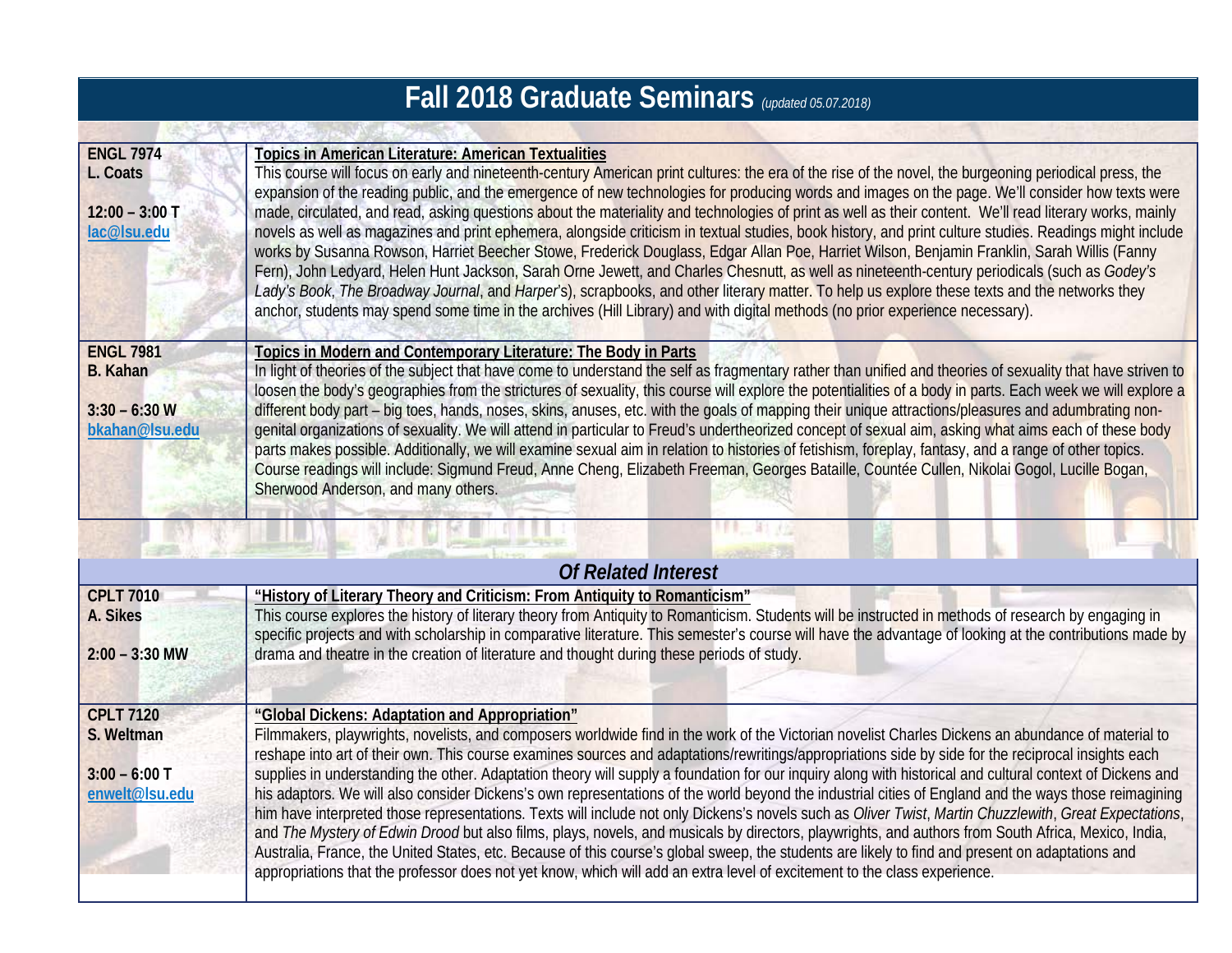# Fall 2018 Graduate Seminars *(updated 05.07.2018)*

| Course | Description |
|---|---|
| **ENGL 7974**<br>**L. Coats**<br><br>**12:00 – 3:00 T**<br>**lac@lsu.edu** | **Topics in American Literature: American Textualities**<br>This course will focus on early and nineteenth-century American print cultures: the era of the rise of the novel, the burgeoning periodical press, the expansion of the reading public, and the emergence of new technologies for producing words and images on the page. We'll consider how texts were made, circulated, and read, asking questions about the materiality and technologies of print as well as their content. We'll read literary works, mainly novels as well as magazines and print ephemera, alongside criticism in textual studies, book history, and print culture studies. Readings might include works by Susanna Rowson, Harriet Beecher Stowe, Frederick Douglass, Edgar Allan Poe, Harriet Wilson, Benjamin Franklin, Sarah Willis (Fanny Fern), John Ledyard, Helen Hunt Jackson, Sarah Orne Jewett, and Charles Chesnutt, as well as nineteenth-century periodicals (such as *Godey's Lady's Book*, *The Broadway Journal*, and *Harper*'s), scrapbooks, and other literary matter. To help us explore these texts and the networks they anchor, students may spend some time in the archives (Hill Library) and with digital methods (no prior experience necessary). |
| **ENGL 7981**<br>**B. Kahan**<br><br>**3:30 – 6:30 W**<br>**bkahan@lsu.edu** | **Topics in Modern and Contemporary Literature: The Body in Parts**<br>In light of theories of the subject that have come to understand the self as fragmentary rather than unified and theories of sexuality that have striven to loosen the body's geographies from the strictures of sexuality, this course will explore the potentialities of a body in parts. Each week we will explore a different body part – big toes, hands, noses, skins, anuses, etc. with the goals of mapping their unique attractions/pleasures and adumbrating non-genital organizations of sexuality. We will attend in particular to Freud's undertheorized concept of sexual aim, asking what aims each of these body parts makes possible. Additionally, we will examine sexual aim in relation to histories of fetishism, foreplay, fantasy, and a range of other topics. Course readings will include: Sigmund Freud, Anne Cheng, Elizabeth Freeman, Georges Bataille, Countée Cullen, Nikolai Gogol, Lucille Bogan, Sherwood Anderson, and many others. |

## *Of Related Interest*

| Course | Description |
|---|---|
| **CPLT 7010**<br>**A. Sikes**<br><br>**2:00 – 3:30 MW** | **"History of Literary Theory and Criticism: From Antiquity to Romanticism"**<br>This course explores the history of literary theory from Antiquity to Romanticism. Students will be instructed in methods of research by engaging in specific projects and with scholarship in comparative literature. This semester's course will have the advantage of looking at the contributions made by drama and theatre in the creation of literature and thought during these periods of study. |
| **CPLT 7120**<br>**S. Weltman**<br><br>**3:00 – 6:00 T**<br>**enwelt@lsu.edu** | **"Global Dickens: Adaptation and Appropriation"**<br>Filmmakers, playwrights, novelists, and composers worldwide find in the work of the Victorian novelist Charles Dickens an abundance of material to reshape into art of their own. This course examines sources and adaptations/rewritings/appropriations side by side for the reciprocal insights each supplies in understanding the other. Adaptation theory will supply a foundation for our inquiry along with historical and cultural context of Dickens and his adaptors. We will also consider Dickens's own representations of the world beyond the industrial cities of England and the ways those reimagining him have interpreted those representations. Texts will include not only Dickens's novels such as *Oliver Twist*, *Martin Chuzzlewith*, *Great Expectations*, and *The Mystery of Edwin Drood* but also films, plays, novels, and musicals by directors, playwrights, and authors from South Africa, Mexico, India, Australia, France, the United States, etc. Because of this course's global sweep, the students are likely to find and present on adaptations and appropriations that the professor does not yet know, which will add an extra level of excitement to the class experience. |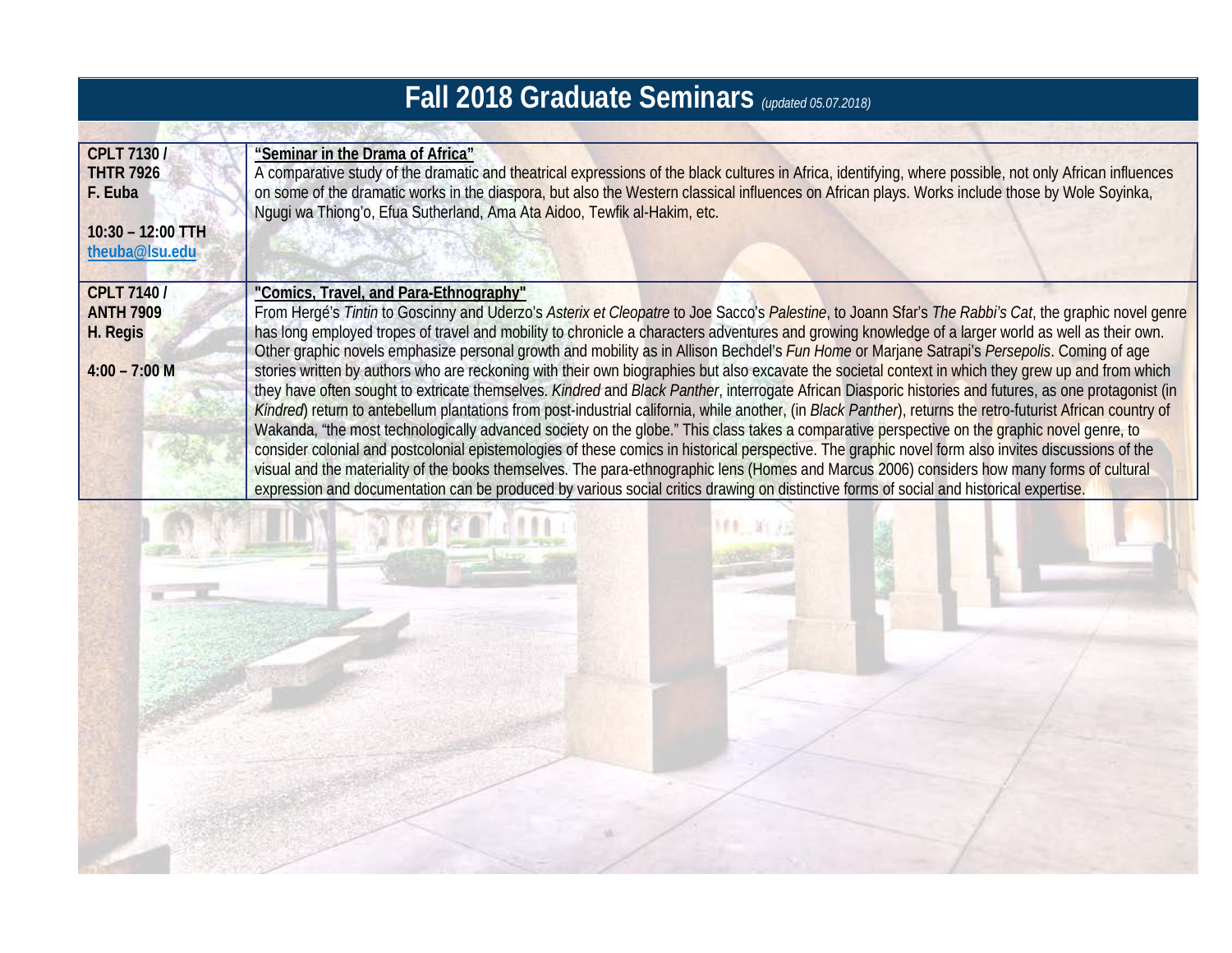# Fall 2018 Graduate Seminars *(updated 05.07.2018)*

| | |
|---|---|
| **CPLT 7130 / THTR 7926 F. Euba** <br><br> **10:30 – 12:00 TTH** <br> **theuba@lsu.edu** | **"Seminar in the Drama of Africa"** <br> A comparative study of the dramatic and theatrical expressions of the black cultures in Africa, identifying, where possible, not only African influences on some of the dramatic works in the diaspora, but also the Western classical influences on African plays. Works include those by Wole Soyinka, Ngugi wa Thiong'o, Efua Sutherland, Ama Ata Aidoo, Tewfik al-Hakim, etc. |
| **CPLT 7140 / ANTH 7909 H. Regis** <br><br> **4:00 – 7:00 M** | **"Comics, Travel, and Para-Ethnography"** <br> From Hergé's *Tintin* to Goscinny and Uderzo's *Asterix et Cleopatre* to Joe Sacco's *Palestine*, to Joann Sfar's *The Rabbi's Cat*, the graphic novel genre has long employed tropes of travel and mobility to chronicle a characters adventures and growing knowledge of a larger world as well as their own. Other graphic novels emphasize personal growth and mobility as in Allison Bechdel's *Fun Home* or Marjane Satrapi's *Persepolis*. Coming of age stories written by authors who are reckoning with their own biographies but also excavate the societal context in which they grew up and from which they have often sought to extricate themselves. *Kindred* and *Black Panther*, interrogate African Diasporic histories and futures, as one protagonist (in *Kindred*) return to antebellum plantations from post-industrial california, while another, (in *Black Panther*), returns the retro-futurist African country of Wakanda, "the most technologically advanced society on the globe." This class takes a comparative perspective on the graphic novel genre, to consider colonial and postcolonial epistemologies of these comics in historical perspective. The graphic novel form also invites discussions of the visual and the materiality of the books themselves. The para-ethnographic lens (Homes and Marcus 2006) considers how many forms of cultural expression and documentation can be produced by various social critics drawing on distinctive forms of social and historical expertise. |